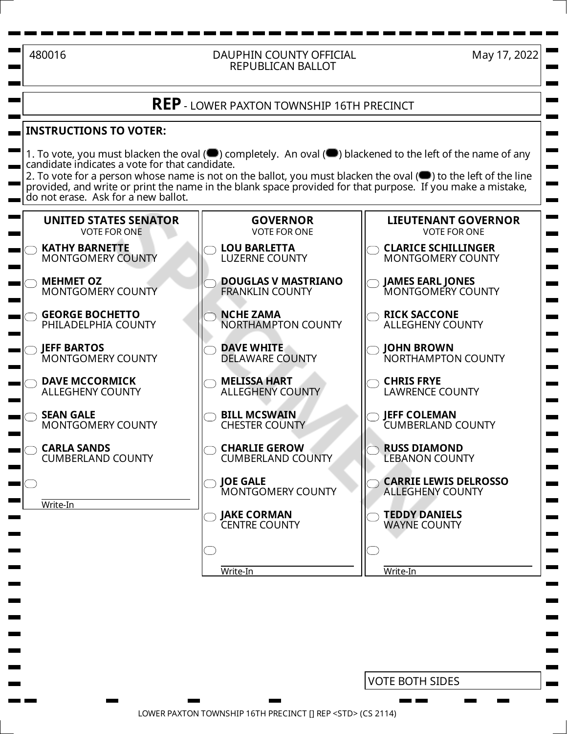480016

DAUPHIN COUNTY OFFICIAL
REPUBLICAN BALLOT

May 17, 2022

# REP - LOWER PAXTON TOWNSHIP 16TH PRECINCT

**INSTRUCTIONS TO VOTER:**

1. To vote, you must blacken the oval (⬬) completely. An oval (⬬) blackened to the left of the name of any candidate indicates a vote for that candidate.
2. To vote for a person whose name is not on the ballot, you must blacken the oval (⬬) to the left of the line provided, and write or print the name in the blank space provided for that purpose. If you make a mistake, do not erase. Ask for a new ballot.

## UNITED STATES SENATOR
VOTE FOR ONE

- ◯ **KATHY BARNETTE** MONTGOMERY COUNTY
- ◯ **MEHMET OZ** MONTGOMERY COUNTY
- ◯ **GEORGE BOCHETTO** PHILADELPHIA COUNTY
- ◯ **JEFF BARTOS** MONTGOMERY COUNTY
- ◯ **DAVE MCCORMICK** ALLEGHENY COUNTY
- ◯ **SEAN GALE** MONTGOMERY COUNTY
- ◯ **CARLA SANDS** CUMBERLAND COUNTY
- ◯ ______________ Write-In

## GOVERNOR
VOTE FOR ONE

- ◯ **LOU BARLETTA** LUZERNE COUNTY
- ◯ **DOUGLAS V MASTRIANO** FRANKLIN COUNTY
- ◯ **NCHE ZAMA** NORTHAMPTON COUNTY
- ◯ **DAVE WHITE** DELAWARE COUNTY
- ◯ **MELISSA HART** ALLEGHENY COUNTY
- ◯ **BILL MCSWAIN** CHESTER COUNTY
- ◯ **CHARLIE GEROW** CUMBERLAND COUNTY
- ◯ **JOE GALE** MONTGOMERY COUNTY
- ◯ **JAKE CORMAN** CENTRE COUNTY
- ◯ ______________ Write-In

## LIEUTENANT GOVERNOR
VOTE FOR ONE

- ◯ **CLARICE SCHILLINGER** MONTGOMERY COUNTY
- ◯ **JAMES EARL JONES** MONTGOMERY COUNTY
- ◯ **RICK SACCONE** ALLEGHENY COUNTY
- ◯ **JOHN BROWN** NORTHAMPTON COUNTY
- ◯ **CHRIS FRYE** LAWRENCE COUNTY
- ◯ **JEFF COLEMAN** CUMBERLAND COUNTY
- ◯ **RUSS DIAMOND** LEBANON COUNTY
- ◯ **CARRIE LEWIS DELROSSO** ALLEGHENY COUNTY
- ◯ **TEDDY DANIELS** WAYNE COUNTY
- ◯ ______________ Write-In

VOTE BOTH SIDES

LOWER PAXTON TOWNSHIP 16TH PRECINCT [] REP <STD> (CS 2114)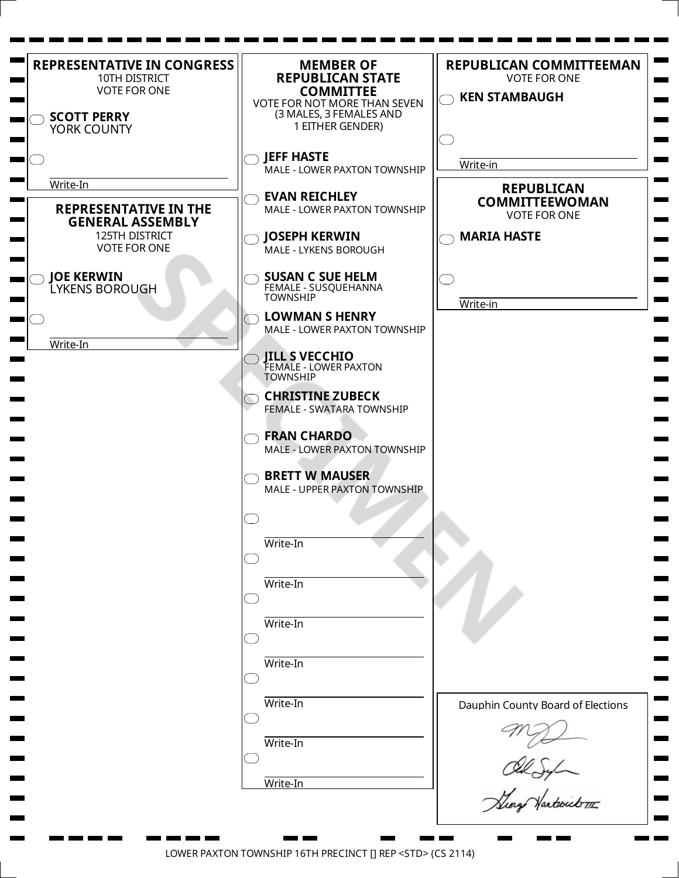## REPRESENTATIVE IN CONGRESS

10TH DISTRICT
VOTE FOR ONE

- **SCOTT PERRY**
  YORK COUNTY
- Write-In

## REPRESENTATIVE IN THE GENERAL ASSEMBLY

125TH DISTRICT
VOTE FOR ONE

- **JOE KERWIN**
  LYKENS BOROUGH
- Write-In

## MEMBER OF REPUBLICAN STATE COMMITTEE

VOTE FOR NOT MORE THAN SEVEN
(3 MALES, 3 FEMALES AND 1 EITHER GENDER)

- **JEFF HASTE**
  MALE - LOWER PAXTON TOWNSHIP
- **EVAN REICHLEY**
  MALE - LOWER PAXTON TOWNSHIP
- **JOSEPH KERWIN**
  MALE - LYKENS BOROUGH
- **SUSAN C SUE HELM**
  FEMALE - SUSQUEHANNA TOWNSHIP
- **LOWMAN S HENRY**
  MALE - LOWER PAXTON TOWNSHIP
- **JILL S VECCHIO**
  FEMALE - LOWER PAXTON TOWNSHIP
- **CHRISTINE ZUBECK**
  FEMALE - SWATARA TOWNSHIP
- **FRAN CHARDO**
  MALE - LOWER PAXTON TOWNSHIP
- **BRETT W MAUSER**
  MALE - UPPER PAXTON TOWNSHIP
- Write-In
- Write-In
- Write-In
- Write-In
- Write-In
- Write-In
- Write-In

## REPUBLICAN COMMITTEEMAN

VOTE FOR ONE

- **KEN STAMBAUGH**
- Write-in

## REPUBLICAN COMMITTEEWOMAN

VOTE FOR ONE

- **MARIA HASTE**
- Write-in

Dauphin County Board of Elections

SPECIMEN

LOWER PAXTON TOWNSHIP 16TH PRECINCT [] REP <STD> (CS 2114)